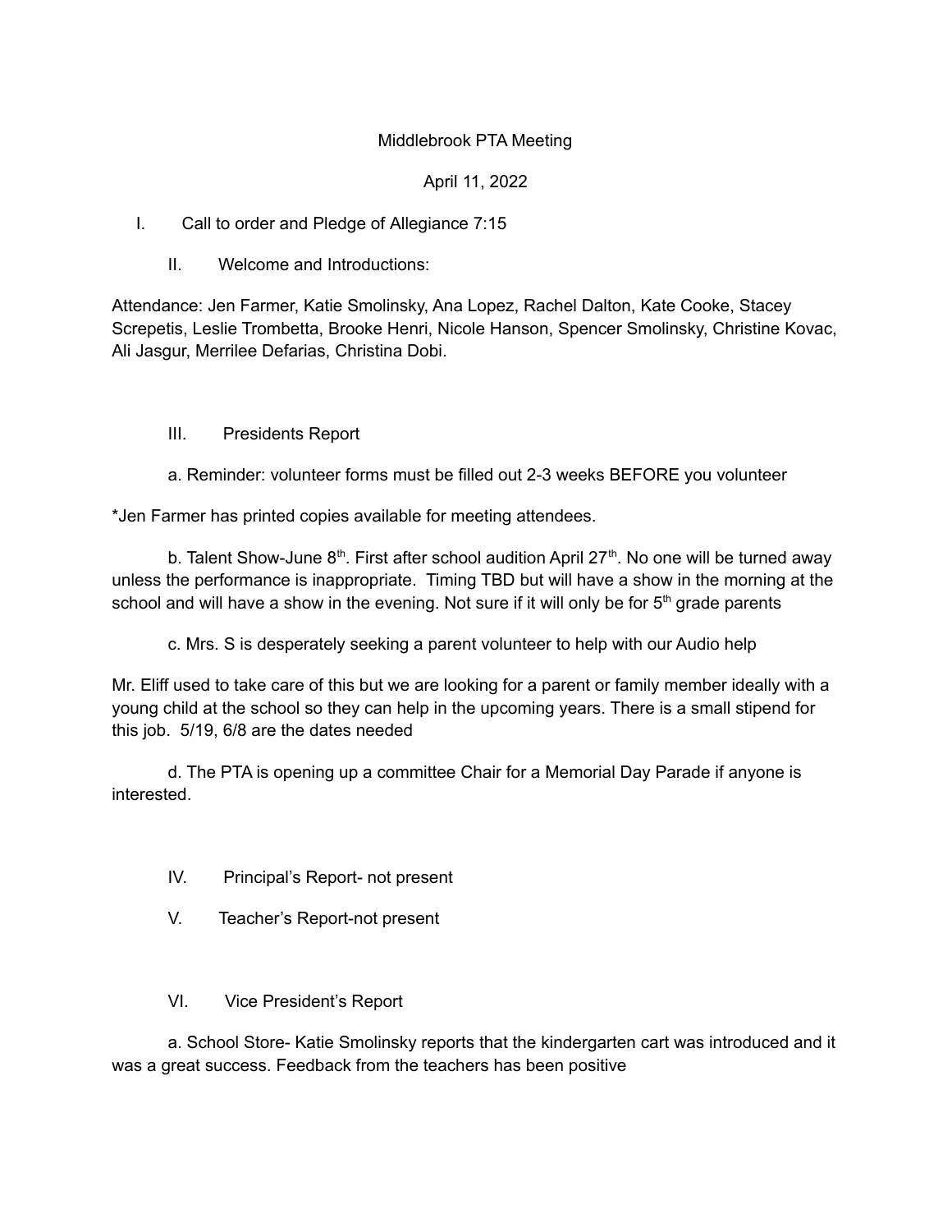Middlebrook PTA Meeting

April 11, 2022

I. Call to order and Pledge of Allegiance 7:15

II. Welcome and Introductions:

Attendance: Jen Farmer, Katie Smolinsky, Ana Lopez, Rachel Dalton, Kate Cooke, Stacey Screpetis, Leslie Trombetta, Brooke Henri, Nicole Hanson, Spencer Smolinsky, Christine Kovac, Ali Jasgur, Merrilee Defarias, Christina Dobi.

III. Presidents Report

a. Reminder: volunteer forms must be filled out 2-3 weeks BEFORE you volunteer

*Jen Farmer has printed copies available for meeting attendees.

b. Talent Show-June 8th. First after school audition April 27th. No one will be turned away unless the performance is inappropriate. Timing TBD but will have a show in the morning at the school and will have a show in the evening. Not sure if it will only be for 5th grade parents

c. Mrs. S is desperately seeking a parent volunteer to help with our Audio help

Mr. Eliff used to take care of this but we are looking for a parent or family member ideally with a young child at the school so they can help in the upcoming years. There is a small stipend for this job. 5/19, 6/8 are the dates needed

d. The PTA is opening up a committee Chair for a Memorial Day Parade if anyone is interested.

IV. Principal's Report- not present

V. Teacher's Report-not present

VI. Vice President's Report

a. School Store- Katie Smolinsky reports that the kindergarten cart was introduced and it was a great success. Feedback from the teachers has been positive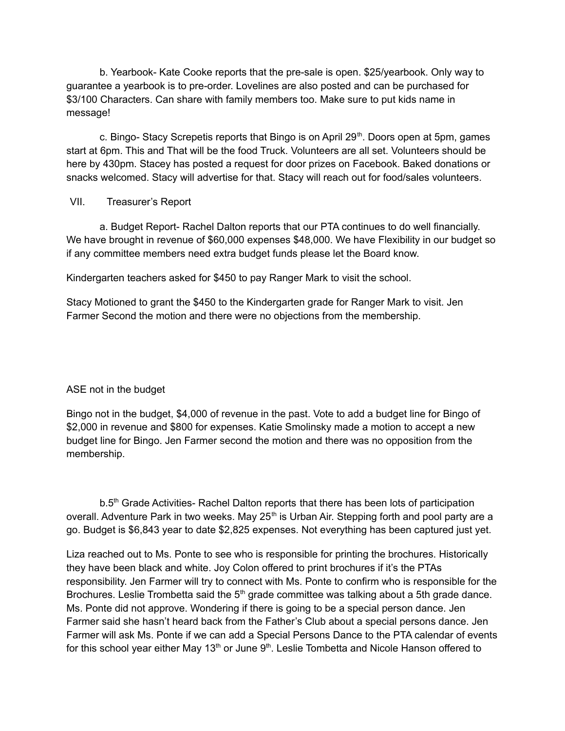b. Yearbook- Kate Cooke reports that the pre-sale is open. $25/yearbook. Only way to guarantee a yearbook is to pre-order. Lovelines are also posted and can be purchased for $3/100 Characters. Can share with family members too. Make sure to put kids name in message!

c. Bingo- Stacy Screpetis reports that Bingo is on April 29th. Doors open at 5pm, games start at 6pm. This and That will be the food Truck. Volunteers are all set. Volunteers should be here by 430pm. Stacey has posted a request for door prizes on Facebook. Baked donations or snacks welcomed. Stacy will advertise for that. Stacy will reach out for food/sales volunteers.

VII. Treasurer's Report

a. Budget Report- Rachel Dalton reports that our PTA continues to do well financially. We have brought in revenue of $60,000 expenses $48,000. We have Flexibility in our budget so if any committee members need extra budget funds please let the Board know.

Kindergarten teachers asked for $450 to pay Ranger Mark to visit the school.

Stacy Motioned to grant the $450 to the Kindergarten grade for Ranger Mark to visit. Jen Farmer Second the motion and there were no objections from the membership.

ASE not in the budget

Bingo not in the budget, $4,000 of revenue in the past. Vote to add a budget line for Bingo of $2,000 in revenue and $800 for expenses. Katie Smolinsky made a motion to accept a new budget line for Bingo. Jen Farmer second the motion and there was no opposition from the membership.

b.5th Grade Activities- Rachel Dalton reports that there has been lots of participation overall. Adventure Park in two weeks. May 25th is Urban Air. Stepping forth and pool party are a go. Budget is $6,843 year to date $2,825 expenses. Not everything has been captured just yet.

Liza reached out to Ms. Ponte to see who is responsible for printing the brochures. Historically they have been black and white. Joy Colon offered to print brochures if it's the PTAs responsibility. Jen Farmer will try to connect with Ms. Ponte to confirm who is responsible for the Brochures. Leslie Trombetta said the 5th grade committee was talking about a 5th grade dance. Ms. Ponte did not approve. Wondering if there is going to be a special person dance. Jen Farmer said she hasn't heard back from the Father's Club about a special persons dance. Jen Farmer will ask Ms. Ponte if we can add a Special Persons Dance to the PTA calendar of events for this school year either May 13th or June 9th. Leslie Tombetta and Nicole Hanson offered to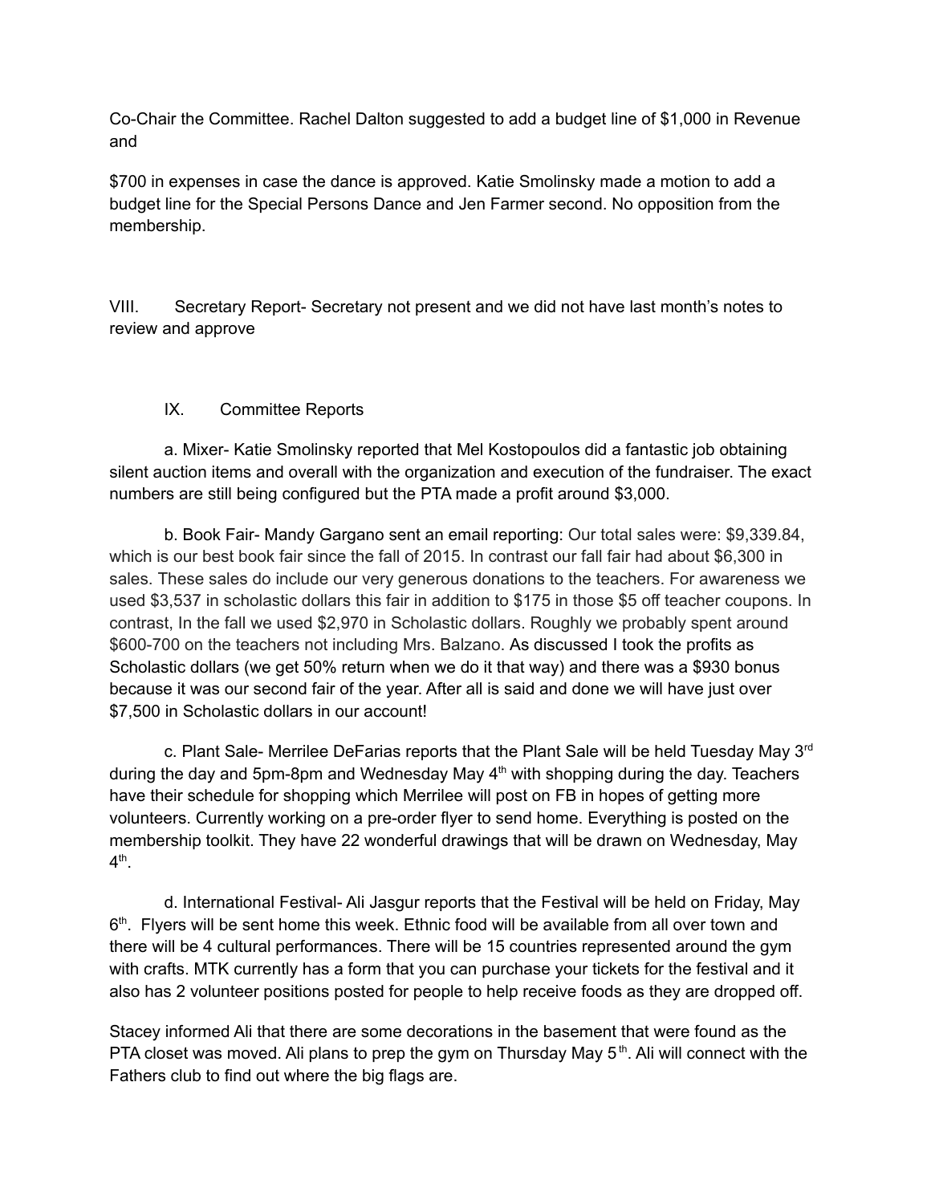Co-Chair the Committee. Rachel Dalton suggested to add a budget line of $1,000 in Revenue and

$700 in expenses in case the dance is approved. Katie Smolinsky made a motion to add a budget line for the Special Persons Dance and Jen Farmer second. No opposition from the membership.

VIII. Secretary Report- Secretary not present and we did not have last month's notes to review and approve

IX. Committee Reports

a. Mixer- Katie Smolinsky reported that Mel Kostopoulos did a fantastic job obtaining silent auction items and overall with the organization and execution of the fundraiser. The exact numbers are still being configured but the PTA made a profit around $3,000.

b. Book Fair- Mandy Gargano sent an email reporting: Our total sales were: $9,339.84, which is our best book fair since the fall of 2015. In contrast our fall fair had about $6,300 in sales. These sales do include our very generous donations to the teachers. For awareness we used $3,537 in scholastic dollars this fair in addition to $175 in those $5 off teacher coupons. In contrast, In the fall we used $2,970 in Scholastic dollars. Roughly we probably spent around $600-700 on the teachers not including Mrs. Balzano. As discussed I took the profits as Scholastic dollars (we get 50% return when we do it that way) and there was a $930 bonus because it was our second fair of the year. After all is said and done we will have just over $7,500 in Scholastic dollars in our account!

c. Plant Sale- Merrilee DeFarias reports that the Plant Sale will be held Tuesday May 3rd during the day and 5pm-8pm and Wednesday May 4th with shopping during the day. Teachers have their schedule for shopping which Merrilee will post on FB in hopes of getting more volunteers. Currently working on a pre-order flyer to send home. Everything is posted on the membership toolkit. They have 22 wonderful drawings that will be drawn on Wednesday, May 4th.

d. International Festival- Ali Jasgur reports that the Festival will be held on Friday, May 6th. Flyers will be sent home this week. Ethnic food will be available from all over town and there will be 4 cultural performances. There will be 15 countries represented around the gym with crafts. MTK currently has a form that you can purchase your tickets for the festival and it also has 2 volunteer positions posted for people to help receive foods as they are dropped off.

Stacey informed Ali that there are some decorations in the basement that were found as the PTA closet was moved. Ali plans to prep the gym on Thursday May 5th. Ali will connect with the Fathers club to find out where the big flags are.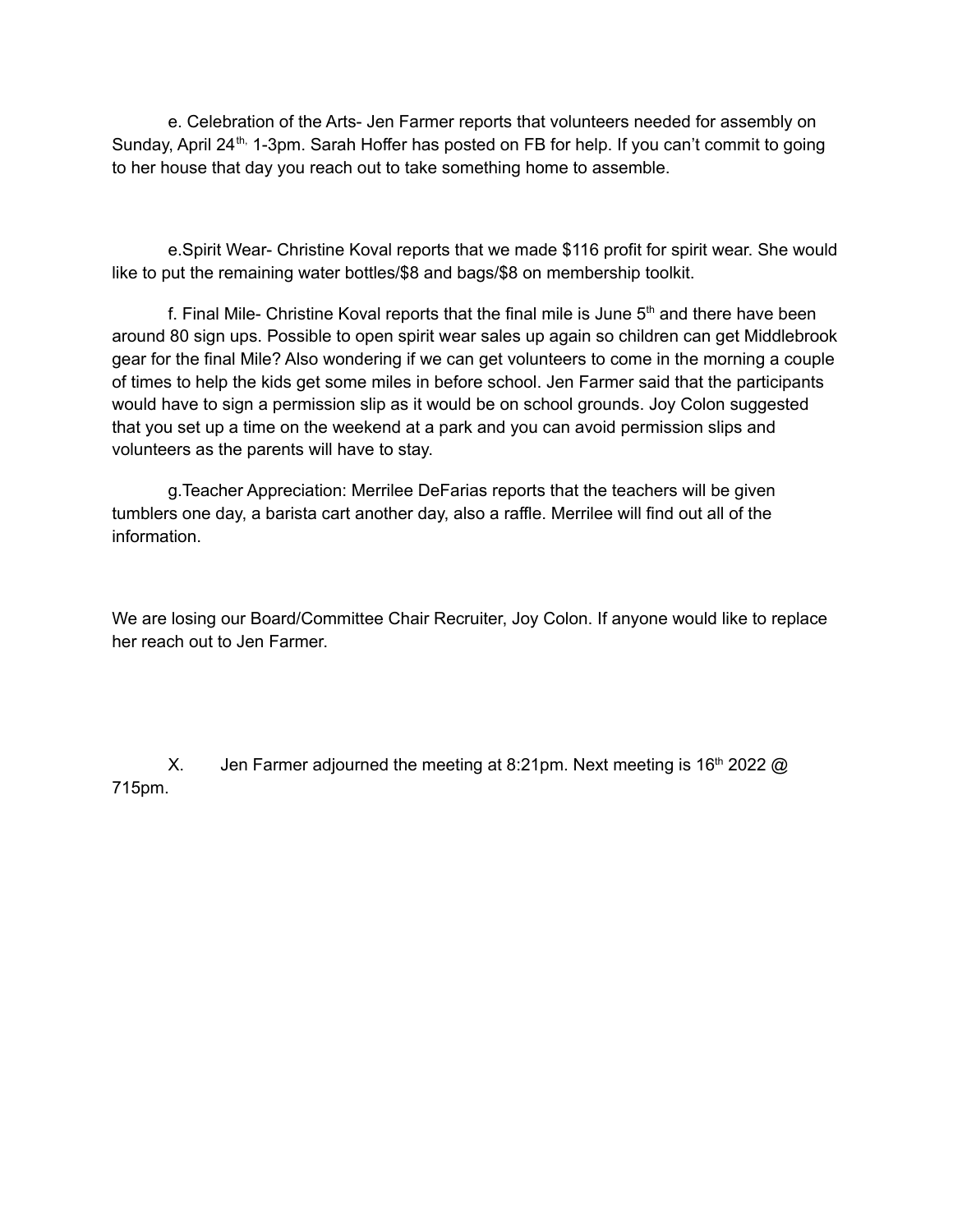e. Celebration of the Arts- Jen Farmer reports that volunteers needed for assembly on Sunday, April 24th, 1-3pm. Sarah Hoffer has posted on FB for help. If you can't commit to going to her house that day you reach out to take something home to assemble.

e.Spirit Wear- Christine Koval reports that we made $116 profit for spirit wear. She would like to put the remaining water bottles/$8 and bags/$8 on membership toolkit.

f. Final Mile- Christine Koval reports that the final mile is June 5th and there have been around 80 sign ups. Possible to open spirit wear sales up again so children can get Middlebrook gear for the final Mile? Also wondering if we can get volunteers to come in the morning a couple of times to help the kids get some miles in before school. Jen Farmer said that the participants would have to sign a permission slip as it would be on school grounds. Joy Colon suggested that you set up a time on the weekend at a park and you can avoid permission slips and volunteers as the parents will have to stay.

g.Teacher Appreciation: Merrilee DeFarias reports that the teachers will be given tumblers one day, a barista cart another day, also a raffle. Merrilee will find out all of the information.

We are losing our Board/Committee Chair Recruiter, Joy Colon. If anyone would like to replace her reach out to Jen Farmer.

X. Jen Farmer adjourned the meeting at 8:21pm. Next meeting is 16th 2022 @ 715pm.